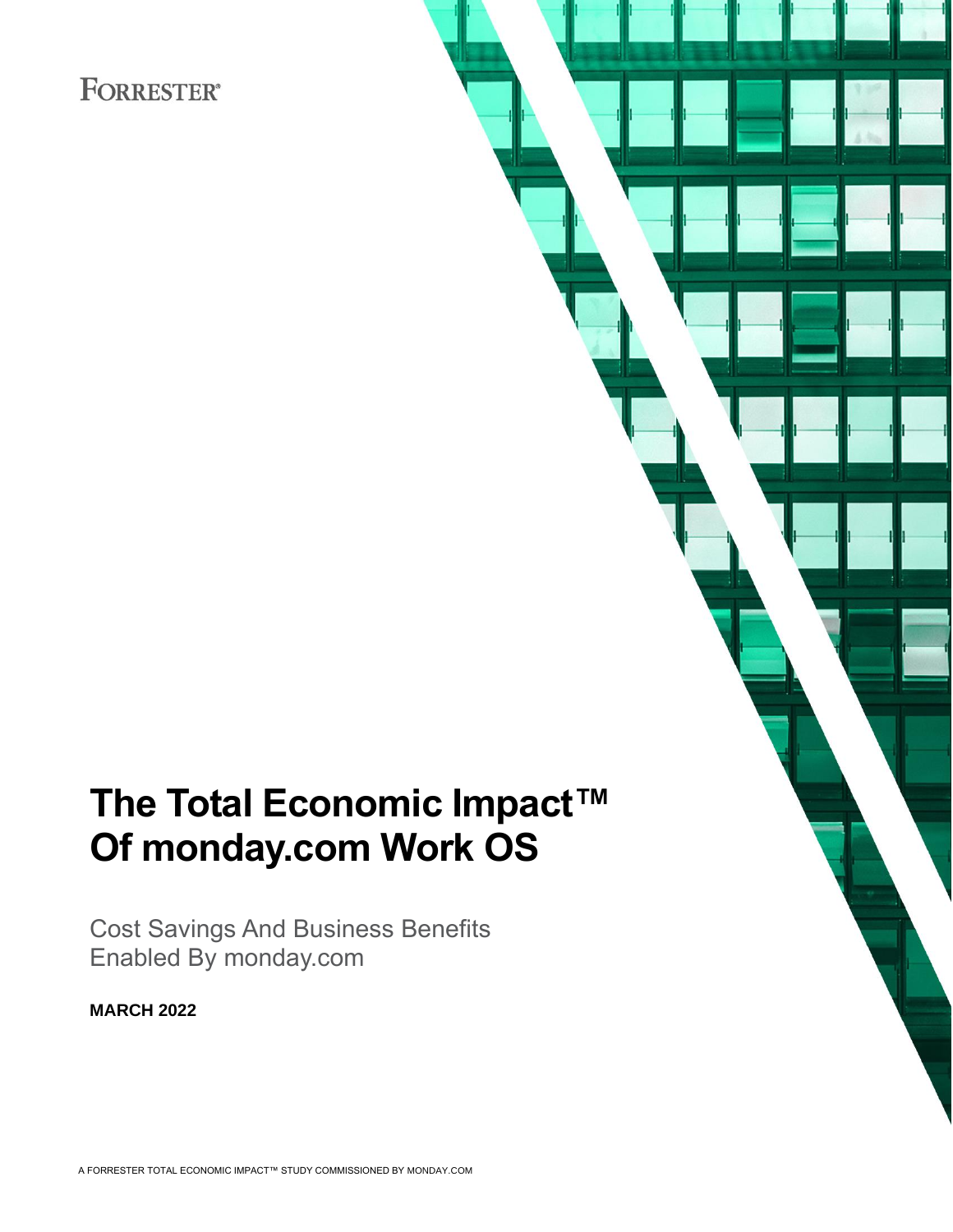FORRESTER®

# The Total Economic Impact™ Of monday.com Work OS

Cost Savings And Business Benefits Enabled By monday.com

**MARCH 2022**

A FORRESTER TOTAL ECONOMIC IMPACT™ STUDY COMMISSIONED BY MONDAY.COM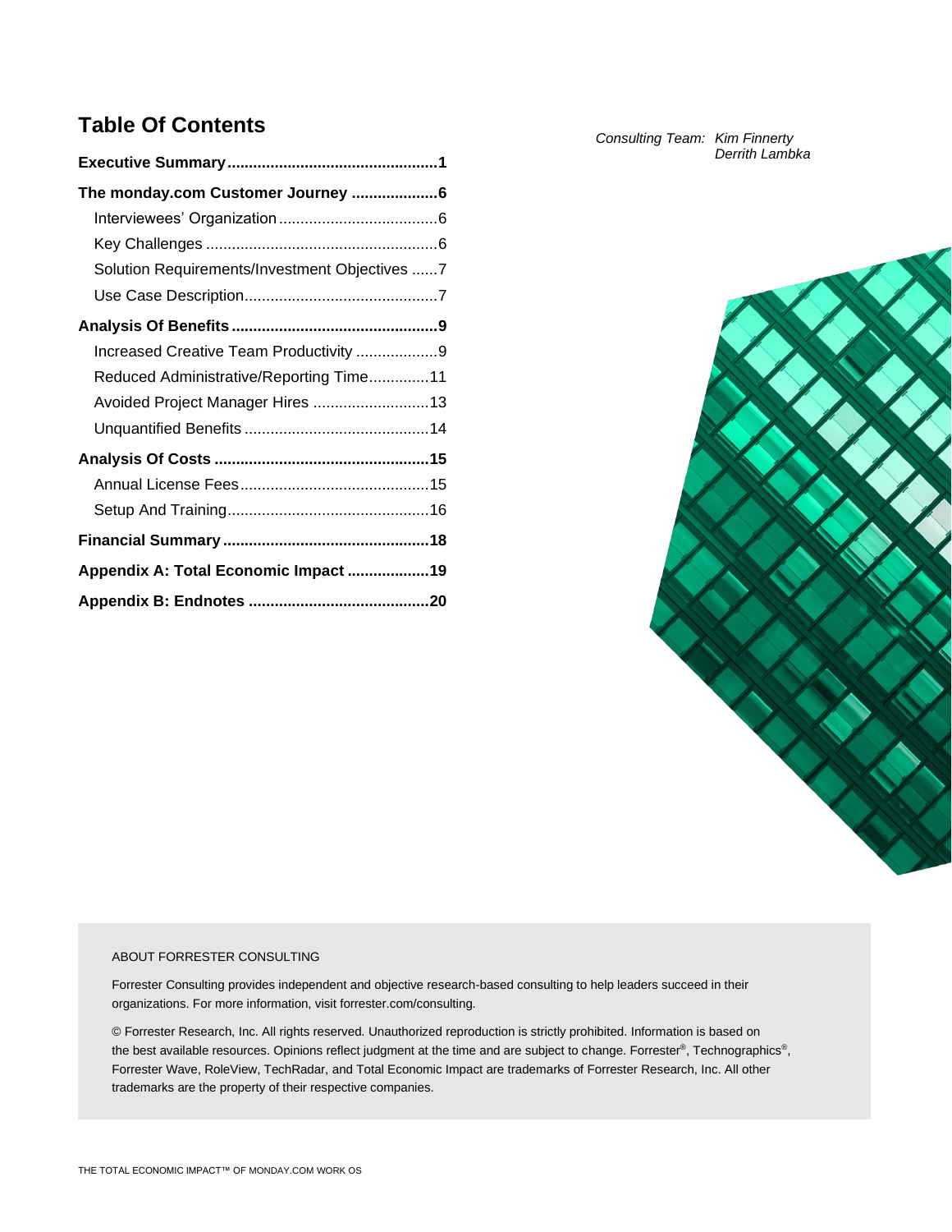# Table Of Contents

**Executive Summary** .................................................1

**The monday.com Customer Journey** ....................6

- Interviewees' Organization ....................................6
- Key Challenges .....................................................6
- Solution Requirements/Investment Objectives ......7
- Use Case Description.............................................7

**Analysis Of Benefits** ................................................9

- Increased Creative Team Productivity ...................9
- Reduced Administrative/Reporting Time..............11
- Avoided Project Manager Hires ...........................13
- Unquantified Benefits ...........................................14

**Analysis Of Costs** .................................................15

- Annual License Fees............................................15
- Setup And Training...............................................16

**Financial Summary** ................................................18

**Appendix A: Total Economic Impact** ...................19

**Appendix B: Endnotes** ..........................................20

*Consulting Team: Kim Finnerty*
*Derrith Lambka*

ABOUT FORRESTER CONSULTING

Forrester Consulting provides independent and objective research-based consulting to help leaders succeed in their organizations. For more information, visit forrester.com/consulting.

© Forrester Research, Inc. All rights reserved. Unauthorized reproduction is strictly prohibited. Information is based on the best available resources. Opinions reflect judgment at the time and are subject to change. Forrester®, Technographics®, Forrester Wave, RoleView, TechRadar, and Total Economic Impact are trademarks of Forrester Research, Inc. All other trademarks are the property of their respective companies.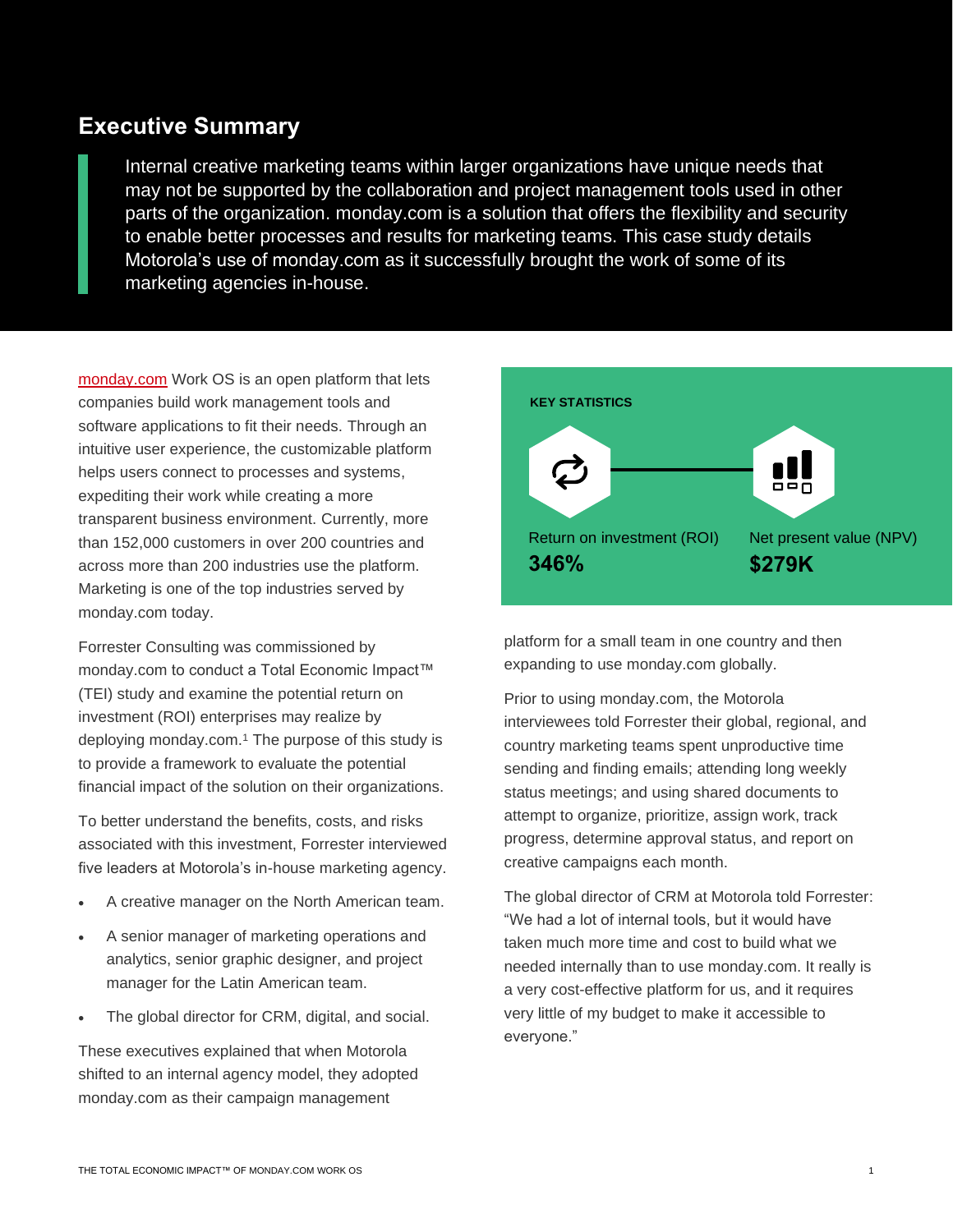## Executive Summary

Internal creative marketing teams within larger organizations have unique needs that may not be supported by the collaboration and project management tools used in other parts of the organization. monday.com is a solution that offers the flexibility and security to enable better processes and results for marketing teams. This case study details Motorola's use of monday.com as it successfully brought the work of some of its marketing agencies in-house.

monday.com Work OS is an open platform that lets companies build work management tools and software applications to fit their needs. Through an intuitive user experience, the customizable platform helps users connect to processes and systems, expediting their work while creating a more transparent business environment. Currently, more than 152,000 customers in over 200 countries and across more than 200 industries use the platform. Marketing is one of the top industries served by monday.com today.

Forrester Consulting was commissioned by monday.com to conduct a Total Economic Impact™ (TEI) study and examine the potential return on investment (ROI) enterprises may realize by deploying monday.com.[1] The purpose of this study is to provide a framework to evaluate the potential financial impact of the solution on their organizations.

To better understand the benefits, costs, and risks associated with this investment, Forrester interviewed five leaders at Motorola's in-house marketing agency.

- A creative manager on the North American team.
- A senior manager of marketing operations and analytics, senior graphic designer, and project manager for the Latin American team.
- The global director for CRM, digital, and social.

These executives explained that when Motorola shifted to an internal agency model, they adopted monday.com as their campaign management platform for a small team in one country and then expanding to use monday.com globally.

**KEY STATISTICS**

Return on investment (ROI)
**346%**

Net present value (NPV)
**$279K**

Prior to using monday.com, the Motorola interviewees told Forrester their global, regional, and country marketing teams spent unproductive time sending and finding emails; attending long weekly status meetings; and using shared documents to attempt to organize, prioritize, assign work, track progress, determine approval status, and report on creative campaigns each month.

The global director of CRM at Motorola told Forrester: "We had a lot of internal tools, but it would have taken much more time and cost to build what we needed internally than to use monday.com. It really is a very cost-effective platform for us, and it requires very little of my budget to make it accessible to everyone."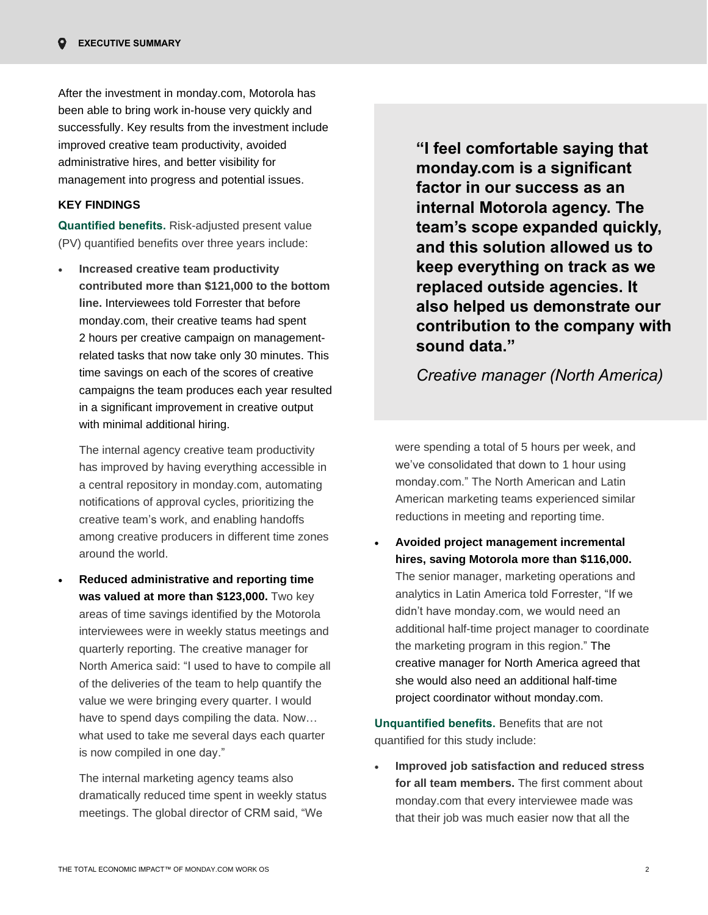After the investment in monday.com, Motorola has been able to bring work in-house very quickly and successfully. Key results from the investment include improved creative team productivity, avoided administrative hires, and better visibility for management into progress and potential issues.

### KEY FINDINGS

**Quantified benefits.** Risk-adjusted present value (PV) quantified benefits over three years include:

- **Increased creative team productivity contributed more than $121,000 to the bottom line.** Interviewees told Forrester that before monday.com, their creative teams had spent 2 hours per creative campaign on management-related tasks that now take only 30 minutes. This time savings on each of the scores of creative campaigns the team produces each year resulted in a significant improvement in creative output with minimal additional hiring.

  The internal agency creative team productivity has improved by having everything accessible in a central repository in monday.com, automating notifications of approval cycles, prioritizing the creative team's work, and enabling handoffs among creative producers in different time zones around the world.

- **Reduced administrative and reporting time was valued at more than $123,000.** Two key areas of time savings identified by the Motorola interviewees were in weekly status meetings and quarterly reporting. The creative manager for North America said: "I used to have to compile all of the deliveries of the team to help quantify the value we were bringing every quarter. I would have to spend days compiling the data. Now… what used to take me several days each quarter is now compiled in one day."

  The internal marketing agency teams also dramatically reduced time spent in weekly status meetings. The global director of CRM said, "We were spending a total of 5 hours per week, and we've consolidated that down to 1 hour using monday.com." The North American and Latin American marketing teams experienced similar reductions in meeting and reporting time.

- **Avoided project management incremental hires, saving Motorola more than $116,000.** The senior manager, marketing operations and analytics in Latin America told Forrester, "If we didn't have monday.com, we would need an additional half-time project manager to coordinate the marketing program in this region." The creative manager for North America agreed that she would also need an additional half-time project coordinator without monday.com.

> **"I feel comfortable saying that monday.com is a significant factor in our success as an internal Motorola agency. The team's scope expanded quickly, and this solution allowed us to keep everything on track as we replaced outside agencies. It also helped us demonstrate our contribution to the company with sound data."**
>
> *Creative manager (North America)*

**Unquantified benefits.** Benefits that are not quantified for this study include:

- **Improved job satisfaction and reduced stress for all team members.** The first comment about monday.com that every interviewee made was that their job was much easier now that all the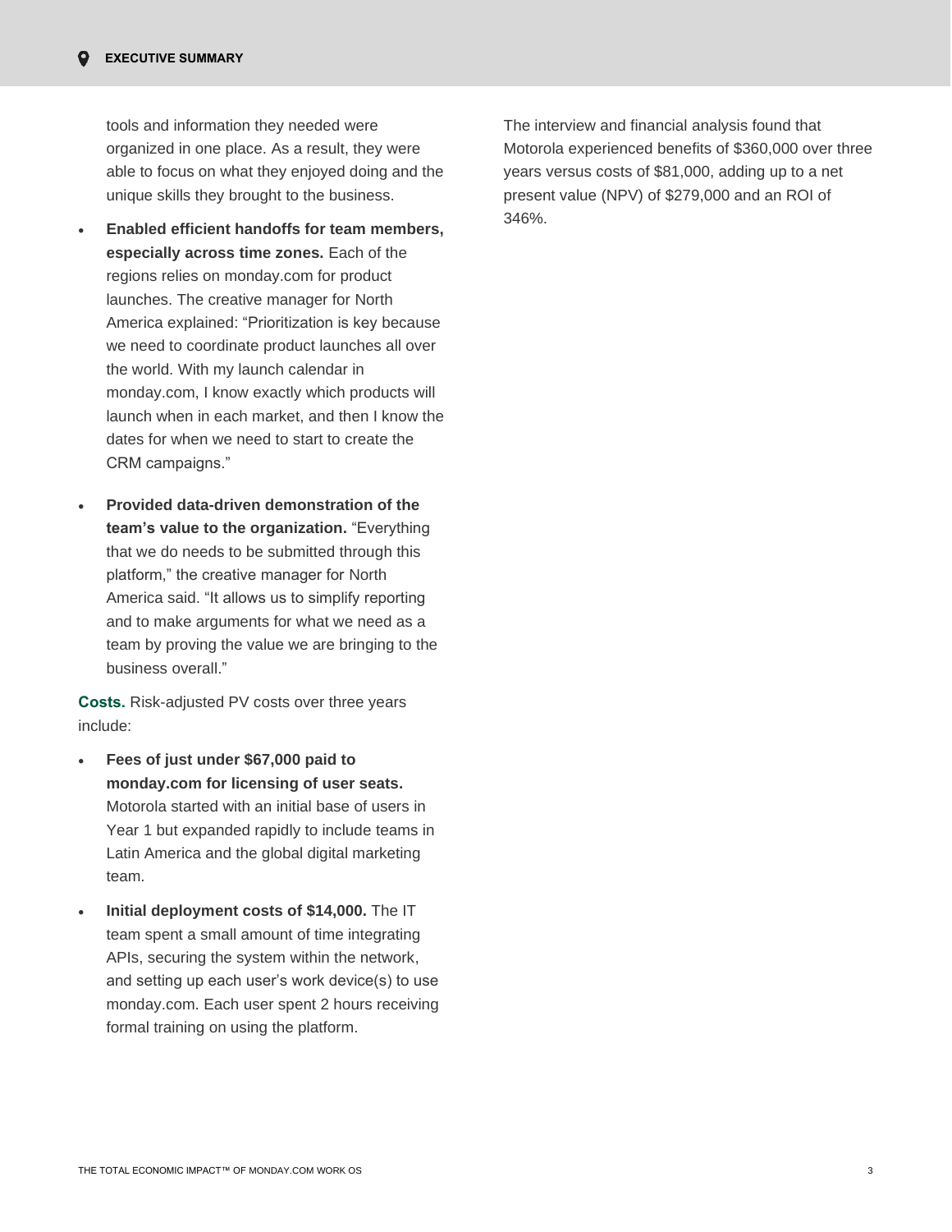tools and information they needed were organized in one place. As a result, they were able to focus on what they enjoyed doing and the unique skills they brought to the business.

- **Enabled efficient handoffs for team members, especially across time zones.** Each of the regions relies on monday.com for product launches. The creative manager for North America explained: "Prioritization is key because we need to coordinate product launches all over the world. With my launch calendar in monday.com, I know exactly which products will launch when in each market, and then I know the dates for when we need to start to create the CRM campaigns."

- **Provided data-driven demonstration of the team's value to the organization.** "Everything that we do needs to be submitted through this platform," the creative manager for North America said. "It allows us to simplify reporting and to make arguments for what we need as a team by proving the value we are bringing to the business overall."

**Costs.** Risk-adjusted PV costs over three years include:

- **Fees of just under $67,000 paid to monday.com for licensing of user seats.** Motorola started with an initial base of users in Year 1 but expanded rapidly to include teams in Latin America and the global digital marketing team.

- **Initial deployment costs of $14,000.** The IT team spent a small amount of time integrating APIs, securing the system within the network, and setting up each user's work device(s) to use monday.com. Each user spent 2 hours receiving formal training on using the platform.

The interview and financial analysis found that Motorola experienced benefits of $360,000 over three years versus costs of $81,000, adding up to a net present value (NPV) of $279,000 and an ROI of 346%.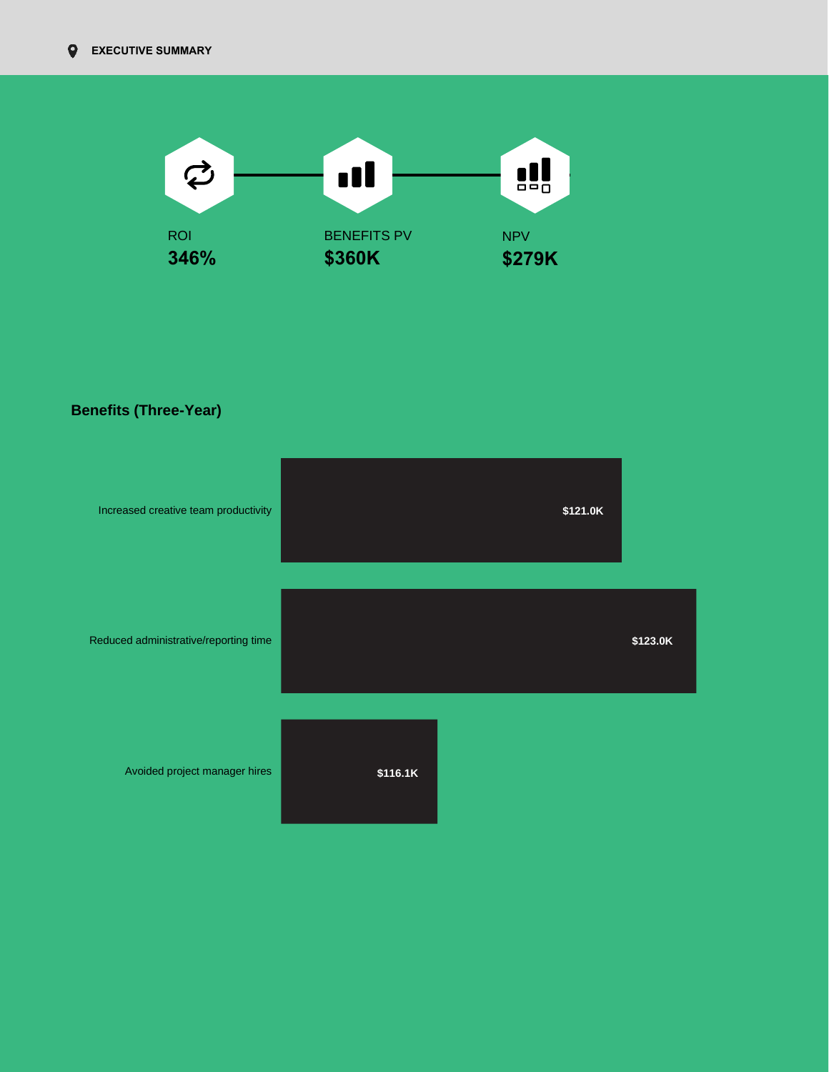## EXECUTIVE SUMMARY

| ROI | BENEFITS PV | NPV |
| --- | --- | --- |
| **346%** | **$360K** | **$279K** |

### Benefits (Three-Year)

| Benefit | Value |
| --- | --- |
| Increased creative team productivity | $121.0K |
| Reduced administrative/reporting time | $123.0K |
| Avoided project manager hires | $116.1K |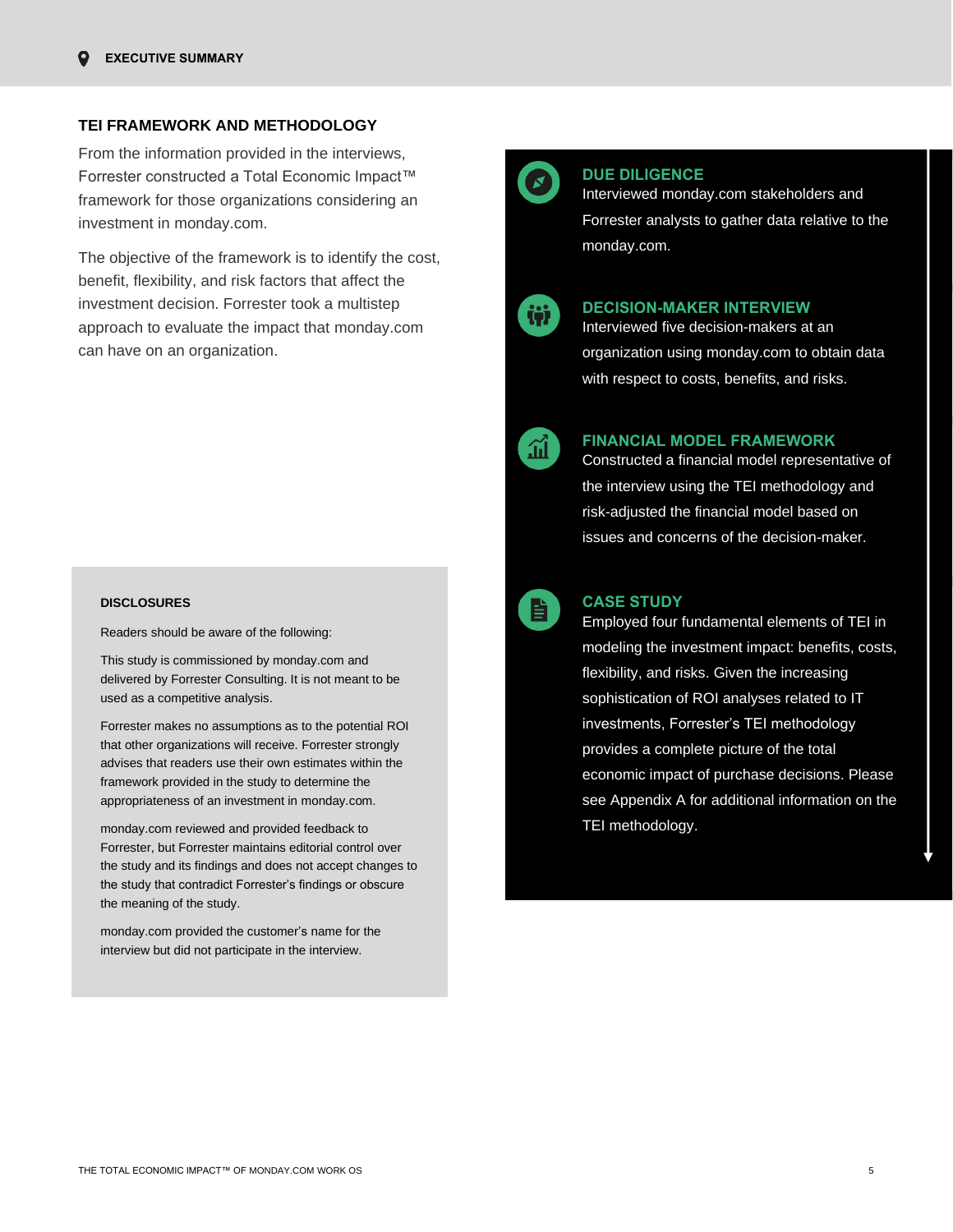## TEI FRAMEWORK AND METHODOLOGY

From the information provided in the interviews, Forrester constructed a Total Economic Impact™ framework for those organizations considering an investment in monday.com.

The objective of the framework is to identify the cost, benefit, flexibility, and risk factors that affect the investment decision. Forrester took a multistep approach to evaluate the impact that monday.com can have on an organization.

### DUE DILIGENCE

Interviewed monday.com stakeholders and Forrester analysts to gather data relative to the monday.com.

### DECISION-MAKER INTERVIEW

Interviewed five decision-makers at an organization using monday.com to obtain data with respect to costs, benefits, and risks.

### FINANCIAL MODEL FRAMEWORK

Constructed a financial model representative of the interview using the TEI methodology and risk-adjusted the financial model based on issues and concerns of the decision-maker.

### CASE STUDY

Employed four fundamental elements of TEI in modeling the investment impact: benefits, costs, flexibility, and risks. Given the increasing sophistication of ROI analyses related to IT investments, Forrester's TEI methodology provides a complete picture of the total economic impact of purchase decisions. Please see Appendix A for additional information on the TEI methodology.

#### DISCLOSURES

Readers should be aware of the following:

This study is commissioned by monday.com and delivered by Forrester Consulting. It is not meant to be used as a competitive analysis.

Forrester makes no assumptions as to the potential ROI that other organizations will receive. Forrester strongly advises that readers use their own estimates within the framework provided in the study to determine the appropriateness of an investment in monday.com.

monday.com reviewed and provided feedback to Forrester, but Forrester maintains editorial control over the study and its findings and does not accept changes to the study that contradict Forrester's findings or obscure the meaning of the study.

monday.com provided the customer's name for the interview but did not participate in the interview.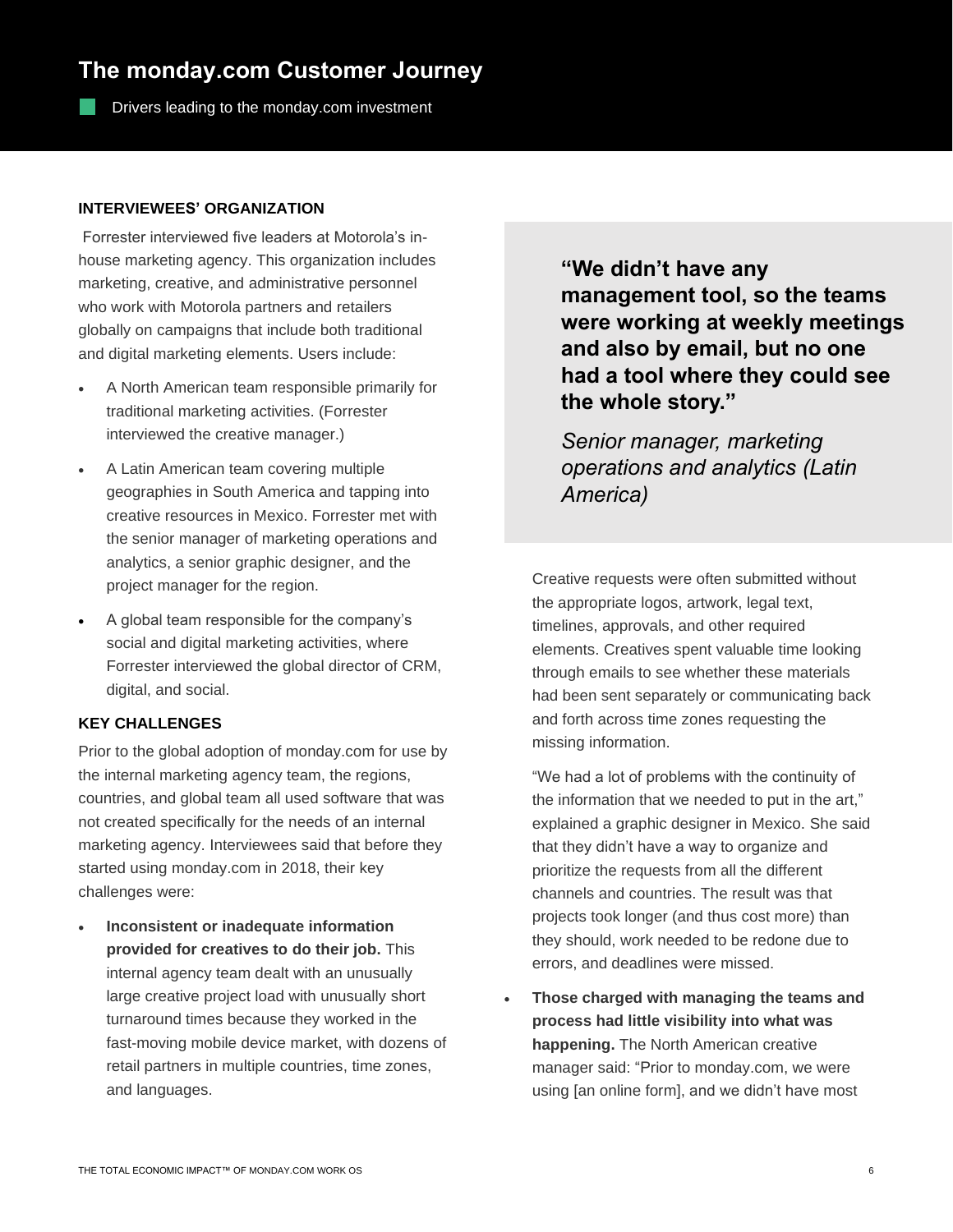## The monday.com Customer Journey

Drivers leading to the monday.com investment

**INTERVIEWEES' ORGANIZATION**

Forrester interviewed five leaders at Motorola's in-house marketing agency. This organization includes marketing, creative, and administrative personnel who work with Motorola partners and retailers globally on campaigns that include both traditional and digital marketing elements. Users include:

- A North American team responsible primarily for traditional marketing activities. (Forrester interviewed the creative manager.)
- A Latin American team covering multiple geographies in South America and tapping into creative resources in Mexico. Forrester met with the senior manager of marketing operations and analytics, a senior graphic designer, and the project manager for the region.
- A global team responsible for the company's social and digital marketing activities, where Forrester interviewed the global director of CRM, digital, and social.

**KEY CHALLENGES**

Prior to the global adoption of monday.com for use by the internal marketing agency team, the regions, countries, and global team all used software that was not created specifically for the needs of an internal marketing agency. Interviewees said that before they started using monday.com in 2018, their key challenges were:

- **Inconsistent or inadequate information provided for creatives to do their job.** This internal agency team dealt with an unusually large creative project load with unusually short turnaround times because they worked in the fast-moving mobile device market, with dozens of retail partners in multiple countries, time zones, and languages.

  Creative requests were often submitted without the appropriate logos, artwork, legal text, timelines, approvals, and other required elements. Creatives spent valuable time looking through emails to see whether these materials had been sent separately or communicating back and forth across time zones requesting the missing information.

  "We had a lot of problems with the continuity of the information that we needed to put in the art," explained a graphic designer in Mexico. She said that they didn't have a way to organize and prioritize the requests from all the different channels and countries. The result was that projects took longer (and thus cost more) than they should, work needed to be redone due to errors, and deadlines were missed.

- **Those charged with managing the teams and process had little visibility into what was happening.** The North American creative manager said: "Prior to monday.com, we were using [an online form], and we didn't have most

> **"We didn't have any management tool, so the teams were working at weekly meetings and also by email, but no one had a tool where they could see the whole story."**
>
> *Senior manager, marketing operations and analytics (Latin America)*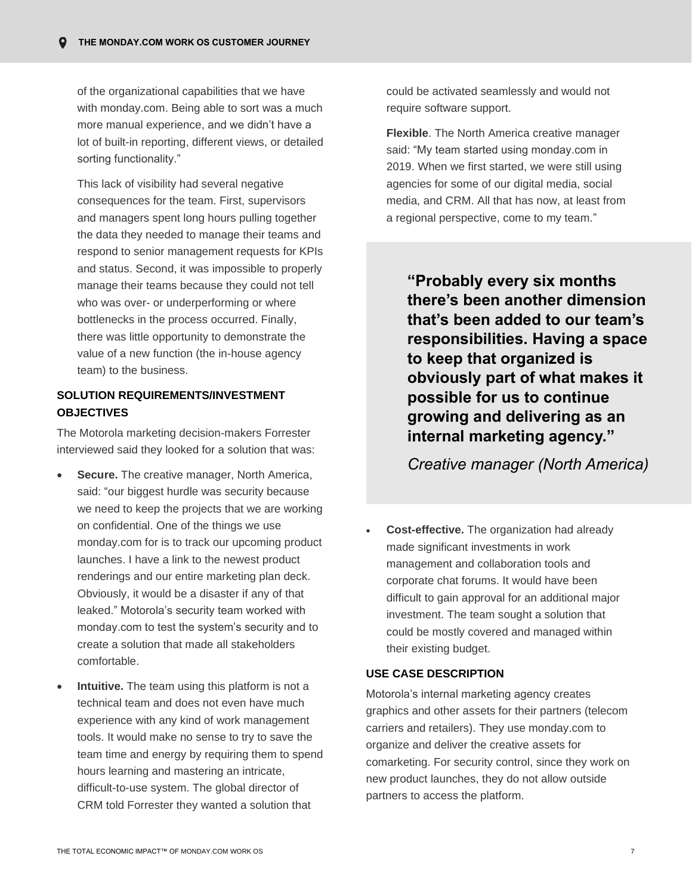of the organizational capabilities that we have with monday.com. Being able to sort was a much more manual experience, and we didn't have a lot of built-in reporting, different views, or detailed sorting functionality."

This lack of visibility had several negative consequences for the team. First, supervisors and managers spent long hours pulling together the data they needed to manage their teams and respond to senior management requests for KPIs and status. Second, it was impossible to properly manage their teams because they could not tell who was over- or underperforming or where bottlenecks in the process occurred. Finally, there was little opportunity to demonstrate the value of a new function (the in-house agency team) to the business.

### SOLUTION REQUIREMENTS/INVESTMENT OBJECTIVES

The Motorola marketing decision-makers Forrester interviewed said they looked for a solution that was:

- **Secure.** The creative manager, North America, said: "our biggest hurdle was security because we need to keep the projects that we are working on confidential. One of the things we use monday.com for is to track our upcoming product launches. I have a link to the newest product renderings and our entire marketing plan deck. Obviously, it would be a disaster if any of that leaked." Motorola's security team worked with monday.com to test the system's security and to create a solution that made all stakeholders comfortable.
- **Intuitive.** The team using this platform is not a technical team and does not even have much experience with any kind of work management tools. It would make no sense to try to save the team time and energy by requiring them to spend hours learning and mastering an intricate, difficult-to-use system. The global director of CRM told Forrester they wanted a solution that could be activated seamlessly and would not require software support.

  **Flexible**. The North America creative manager said: "My team started using monday.com in 2019. When we first started, we were still using agencies for some of our digital media, social media, and CRM. All that has now, at least from a regional perspective, come to my team."

> **"Probably every six months there's been another dimension that's been added to our team's responsibilities. Having a space to keep that organized is obviously part of what makes it possible for us to continue growing and delivering as an internal marketing agency."**
>
> *Creative manager (North America)*

- **Cost-effective.** The organization had already made significant investments in work management and collaboration tools and corporate chat forums. It would have been difficult to gain approval for an additional major investment. The team sought a solution that could be mostly covered and managed within their existing budget.

### USE CASE DESCRIPTION

Motorola's internal marketing agency creates graphics and other assets for their partners (telecom carriers and retailers). They use monday.com to organize and deliver the creative assets for comarketing. For security control, since they work on new product launches, they do not allow outside partners to access the platform.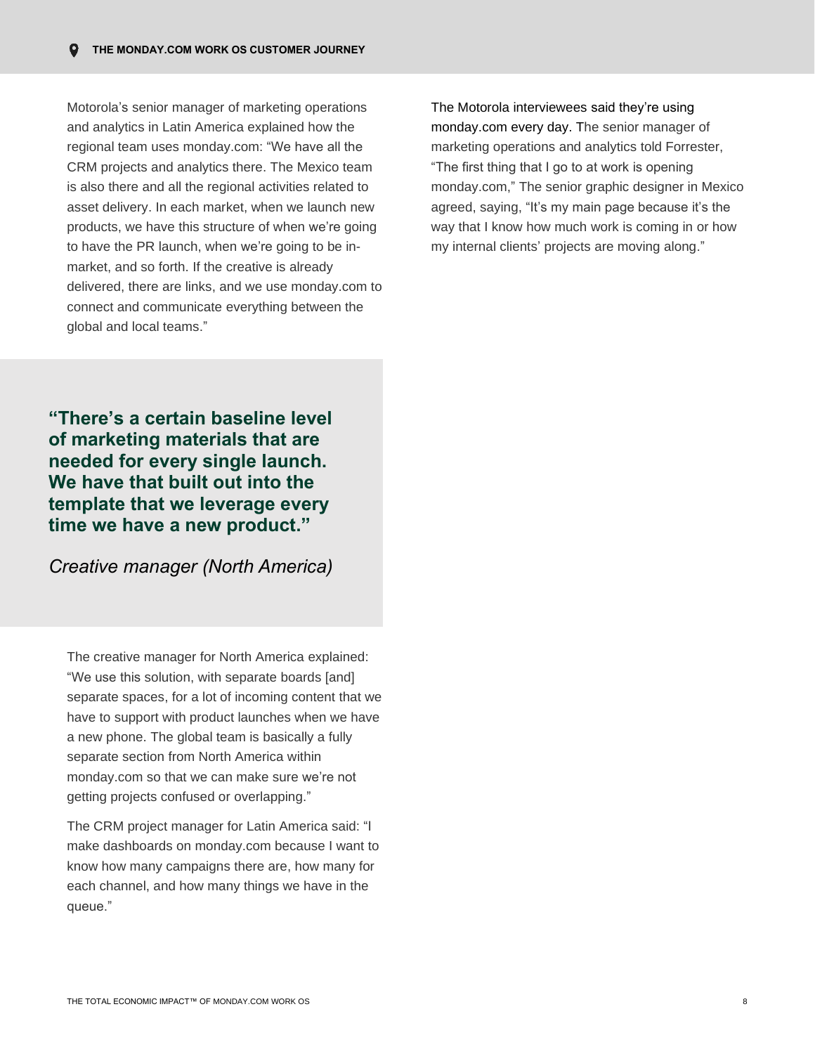Motorola's senior manager of marketing operations and analytics in Latin America explained how the regional team uses monday.com: "We have all the CRM projects and analytics there. The Mexico team is also there and all the regional activities related to asset delivery. In each market, when we launch new products, we have this structure of when we're going to have the PR launch, when we're going to be in-market, and so forth. If the creative is already delivered, there are links, and we use monday.com to connect and communicate everything between the global and local teams."

> **"There's a certain baseline level of marketing materials that are needed for every single launch. We have that built out into the template that we leverage every time we have a new product."**
>
> *Creative manager (North America)*

The creative manager for North America explained: "We use this solution, with separate boards [and] separate spaces, for a lot of incoming content that we have to support with product launches when we have a new phone. The global team is basically a fully separate section from North America within monday.com so that we can make sure we're not getting projects confused or overlapping."

The CRM project manager for Latin America said: "I make dashboards on monday.com because I want to know how many campaigns there are, how many for each channel, and how many things we have in the queue."

The Motorola interviewees said they're using monday.com every day. The senior manager of marketing operations and analytics told Forrester, "The first thing that I go to at work is opening monday.com," The senior graphic designer in Mexico agreed, saying, "It's my main page because it's the way that I know how much work is coming in or how my internal clients' projects are moving along."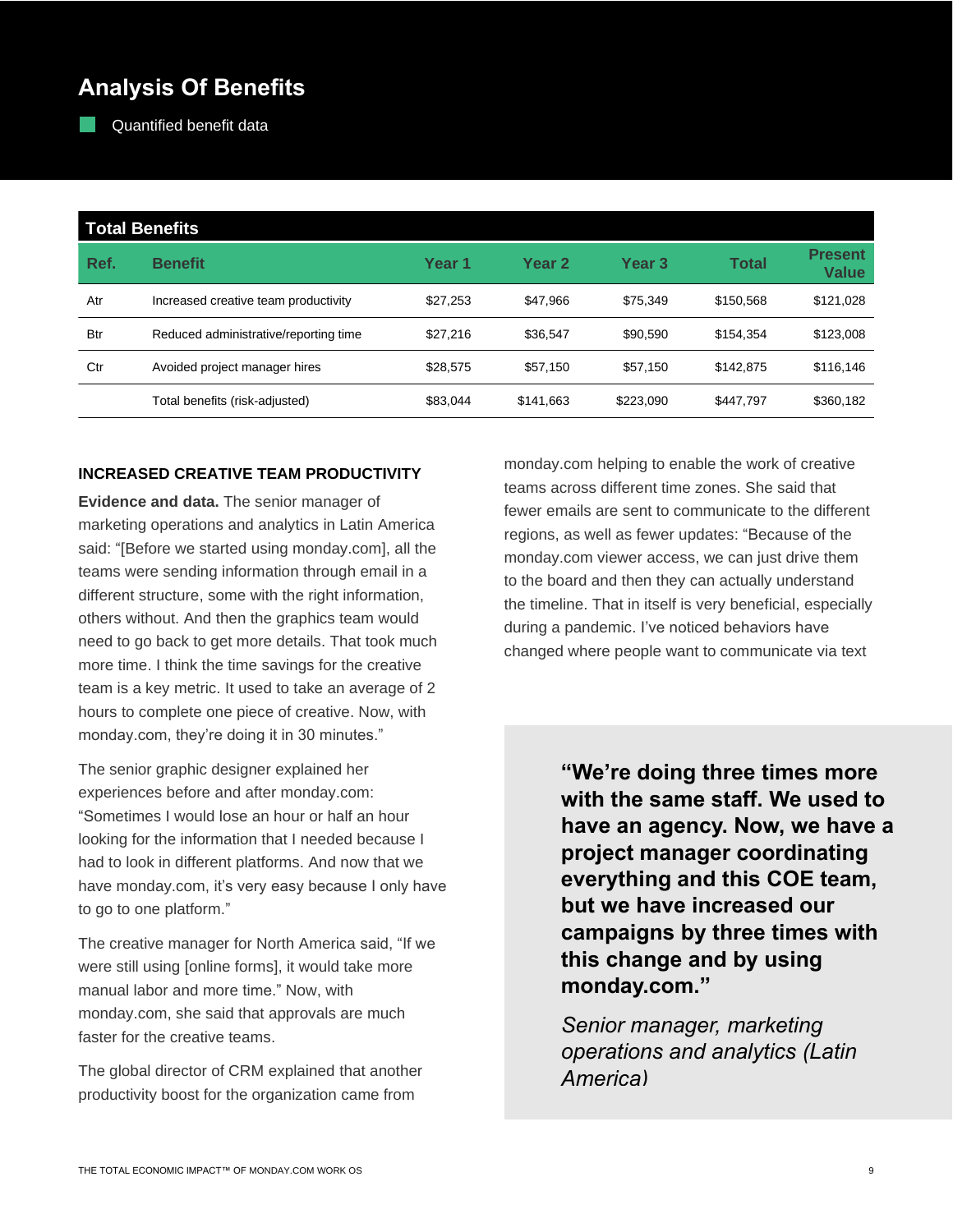## Analysis Of Benefits

Quantified benefit data

| Total Benefits | | | | | | |
|---|---|---|---|---|---|---|
| **Ref.** | **Benefit** | **Year 1** | **Year 2** | **Year 3** | **Total** | **Present Value** |
| Atr | Increased creative team productivity | $27,253 | $47,966 | $75,349 | $150,568 | $121,028 |
| Btr | Reduced administrative/reporting time | $27,216 | $36,547 | $90,590 | $154,354 | $123,008 |
| Ctr | Avoided project manager hires | $28,575 | $57,150 | $57,150 | $142,875 | $116,146 |
| | Total benefits (risk-adjusted) | $83,044 | $141,663 | $223,090 | $447,797 | $360,182 |

### INCREASED CREATIVE TEAM PRODUCTIVITY

**Evidence and data.** The senior manager of marketing operations and analytics in Latin America said: "[Before we started using monday.com], all the teams were sending information through email in a different structure, some with the right information, others without. And then the graphics team would need to go back to get more details. That took much more time. I think the time savings for the creative team is a key metric. It used to take an average of 2 hours to complete one piece of creative. Now, with monday.com, they're doing it in 30 minutes."

The senior graphic designer explained her experiences before and after monday.com: "Sometimes I would lose an hour or half an hour looking for the information that I needed because I had to look in different platforms. And now that we have monday.com, it's very easy because I only have to go to one platform."

The creative manager for North America said, "If we were still using [online forms], it would take more manual labor and more time." Now, with monday.com, she said that approvals are much faster for the creative teams.

The global director of CRM explained that another productivity boost for the organization came from monday.com helping to enable the work of creative teams across different time zones. She said that fewer emails are sent to communicate to the different regions, as well as fewer updates: "Because of the monday.com viewer access, we can just drive them to the board and then they can actually understand the timeline. That in itself is very beneficial, especially during a pandemic. I've noticed behaviors have changed where people want to communicate via text

> **"We're doing three times more with the same staff. We used to have an agency. Now, we have a project manager coordinating everything and this COE team, but we have increased our campaigns by three times with this change and by using monday.com."**
>
> *Senior manager, marketing operations and analytics (Latin America)*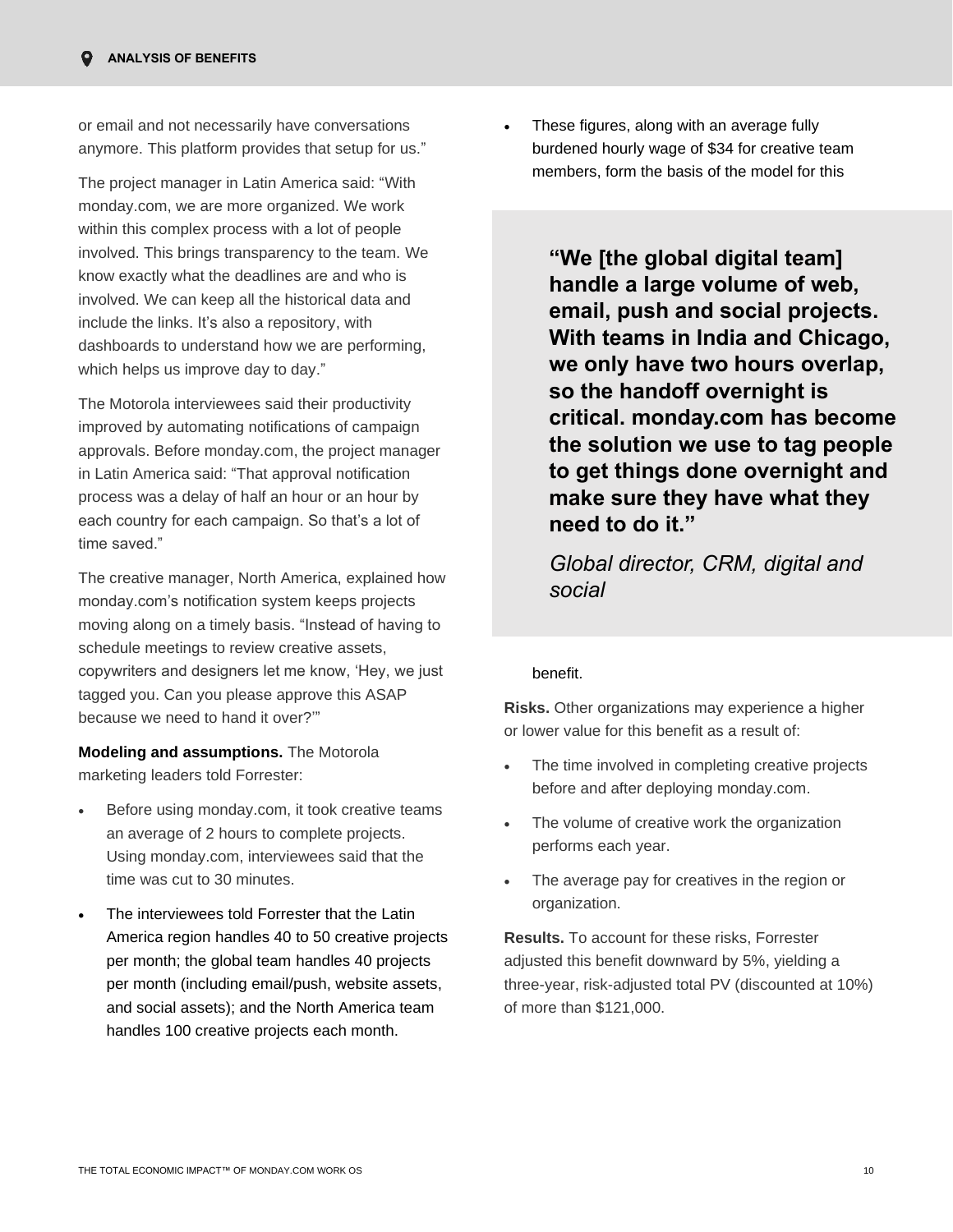or email and not necessarily have conversations anymore. This platform provides that setup for us."

The project manager in Latin America said: "With monday.com, we are more organized. We work within this complex process with a lot of people involved. This brings transparency to the team. We know exactly what the deadlines are and who is involved. We can keep all the historical data and include the links. It's also a repository, with dashboards to understand how we are performing, which helps us improve day to day."

The Motorola interviewees said their productivity improved by automating notifications of campaign approvals. Before monday.com, the project manager in Latin America said: "That approval notification process was a delay of half an hour or an hour by each country for each campaign. So that's a lot of time saved."

The creative manager, North America, explained how monday.com's notification system keeps projects moving along on a timely basis. "Instead of having to schedule meetings to review creative assets, copywriters and designers let me know, 'Hey, we just tagged you. Can you please approve this ASAP because we need to hand it over?'"

**Modeling and assumptions.** The Motorola marketing leaders told Forrester:

- Before using monday.com, it took creative teams an average of 2 hours to complete projects. Using monday.com, interviewees said that the time was cut to 30 minutes.
- The interviewees told Forrester that the Latin America region handles 40 to 50 creative projects per month; the global team handles 40 projects per month (including email/push, website assets, and social assets); and the North America team handles 100 creative projects each month.
- These figures, along with an average fully burdened hourly wage of $34 for creative team members, form the basis of the model for this benefit.

> **"We [the global digital team] handle a large volume of web, email, push and social projects. With teams in India and Chicago, we only have two hours overlap, so the handoff overnight is critical. monday.com has become the solution we use to tag people to get things done overnight and make sure they have what they need to do it."**
>
> *Global director, CRM, digital and social*

**Risks.** Other organizations may experience a higher or lower value for this benefit as a result of:

- The time involved in completing creative projects before and after deploying monday.com.
- The volume of creative work the organization performs each year.
- The average pay for creatives in the region or organization.

**Results.** To account for these risks, Forrester adjusted this benefit downward by 5%, yielding a three-year, risk-adjusted total PV (discounted at 10%) of more than $121,000.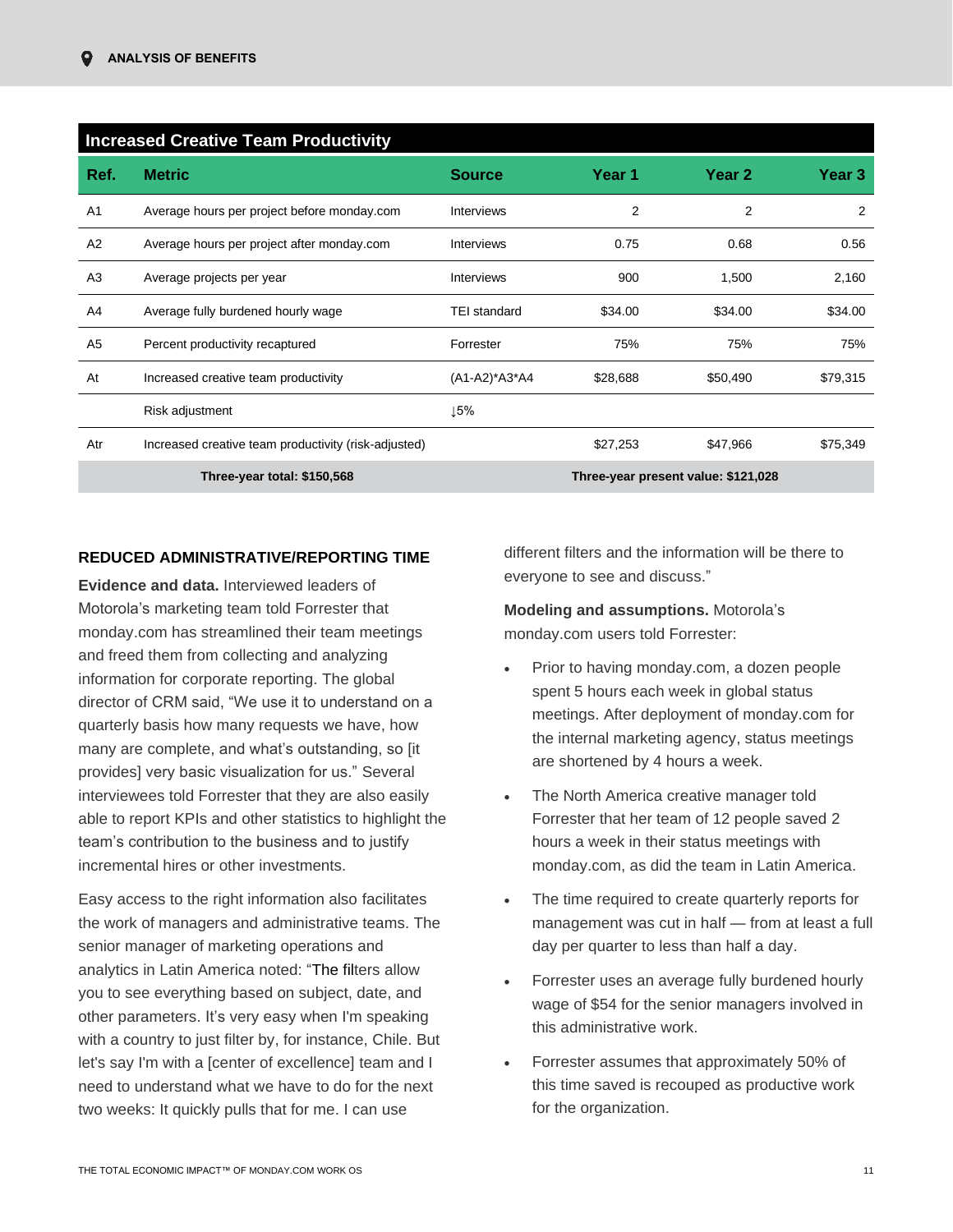| Ref. | Metric | Source | Year 1 | Year 2 | Year 3 |
|---|---|---|---|---|---|
| **Increased Creative Team Productivity** | | | | | |
| A1 | Average hours per project before monday.com | Interviews | 2 | 2 | 2 |
| A2 | Average hours per project after monday.com | Interviews | 0.75 | 0.68 | 0.56 |
| A3 | Average projects per year | Interviews | 900 | 1,500 | 2,160 |
| A4 | Average fully burdened hourly wage | TEI standard | $34.00 | $34.00 | $34.00 |
| A5 | Percent productivity recaptured | Forrester | 75% | 75% | 75% |
| At | Increased creative team productivity | (A1-A2)*A3*A4 | $28,688 | $50,490 | $79,315 |
| | Risk adjustment | ↓5% | | | |
| Atr | Increased creative team productivity (risk-adjusted) | | $27,253 | $47,966 | $75,349 |
| | **Three-year total: $150,568** | | **Three-year present value: $121,028** | | |

### REDUCED ADMINISTRATIVE/REPORTING TIME

**Evidence and data.** Interviewed leaders of Motorola's marketing team told Forrester that monday.com has streamlined their team meetings and freed them from collecting and analyzing information for corporate reporting. The global director of CRM said, "We use it to understand on a quarterly basis how many requests we have, how many are complete, and what's outstanding, so [it provides] very basic visualization for us." Several interviewees told Forrester that they are also easily able to report KPIs and other statistics to highlight the team's contribution to the business and to justify incremental hires or other investments.

Easy access to the right information also facilitates the work of managers and administrative teams. The senior manager of marketing operations and analytics in Latin America noted: "The filters allow you to see everything based on subject, date, and other parameters. It's very easy when I'm speaking with a country to just filter by, for instance, Chile. But let's say I'm with a [center of excellence] team and I need to understand what we have to do for the next two weeks: It quickly pulls that for me. I can use different filters and the information will be there to everyone to see and discuss."

**Modeling and assumptions.** Motorola's monday.com users told Forrester:

- Prior to having monday.com, a dozen people spent 5 hours each week in global status meetings. After deployment of monday.com for the internal marketing agency, status meetings are shortened by 4 hours a week.
- The North America creative manager told Forrester that her team of 12 people saved 2 hours a week in their status meetings with monday.com, as did the team in Latin America.
- The time required to create quarterly reports for management was cut in half — from at least a full day per quarter to less than half a day.
- Forrester uses an average fully burdened hourly wage of $54 for the senior managers involved in this administrative work.
- Forrester assumes that approximately 50% of this time saved is recouped as productive work for the organization.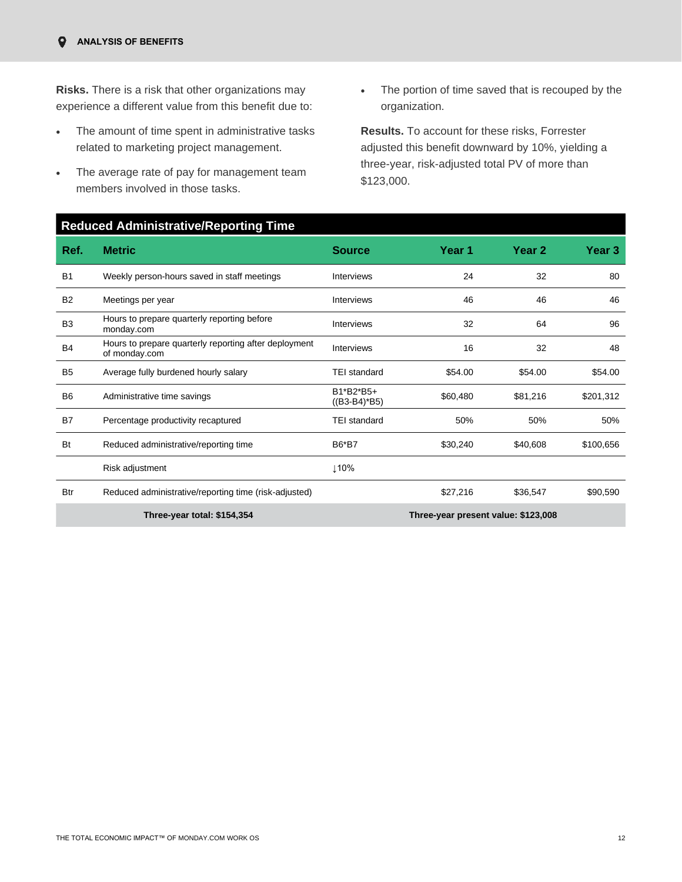**Risks.** There is a risk that other organizations may experience a different value from this benefit due to:

- The amount of time spent in administrative tasks related to marketing project management.
- The average rate of pay for management team members involved in those tasks.
- The portion of time saved that is recouped by the organization.

**Results.** To account for these risks, Forrester adjusted this benefit downward by 10%, yielding a three-year, risk-adjusted total PV of more than $123,000.

**Reduced Administrative/Reporting Time**

| Ref. | Metric | Source | Year 1 | Year 2 | Year 3 |
|---|---|---|---|---|---|
| B1 | Weekly person-hours saved in staff meetings | Interviews | 24 | 32 | 80 |
| B2 | Meetings per year | Interviews | 46 | 46 | 46 |
| B3 | Hours to prepare quarterly reporting before monday.com | Interviews | 32 | 64 | 96 |
| B4 | Hours to prepare quarterly reporting after deployment of monday.com | Interviews | 16 | 32 | 48 |
| B5 | Average fully burdened hourly salary | TEI standard | $54.00 | $54.00 | $54.00 |
| B6 | Administrative time savings | B1*B2*B5+((B3-B4)*B5) | $60,480 | $81,216 | $201,312 |
| B7 | Percentage productivity recaptured | TEI standard | 50% | 50% | 50% |
| Bt | Reduced administrative/reporting time | B6*B7 | $30,240 | $40,608 | $100,656 |
| | Risk adjustment | ↓10% | | | |
| Btr | Reduced administrative/reporting time (risk-adjusted) | | $27,216 | $36,547 | $90,590 |
| | Three-year total: $154,354 | | Three-year present value: $123,008 | | |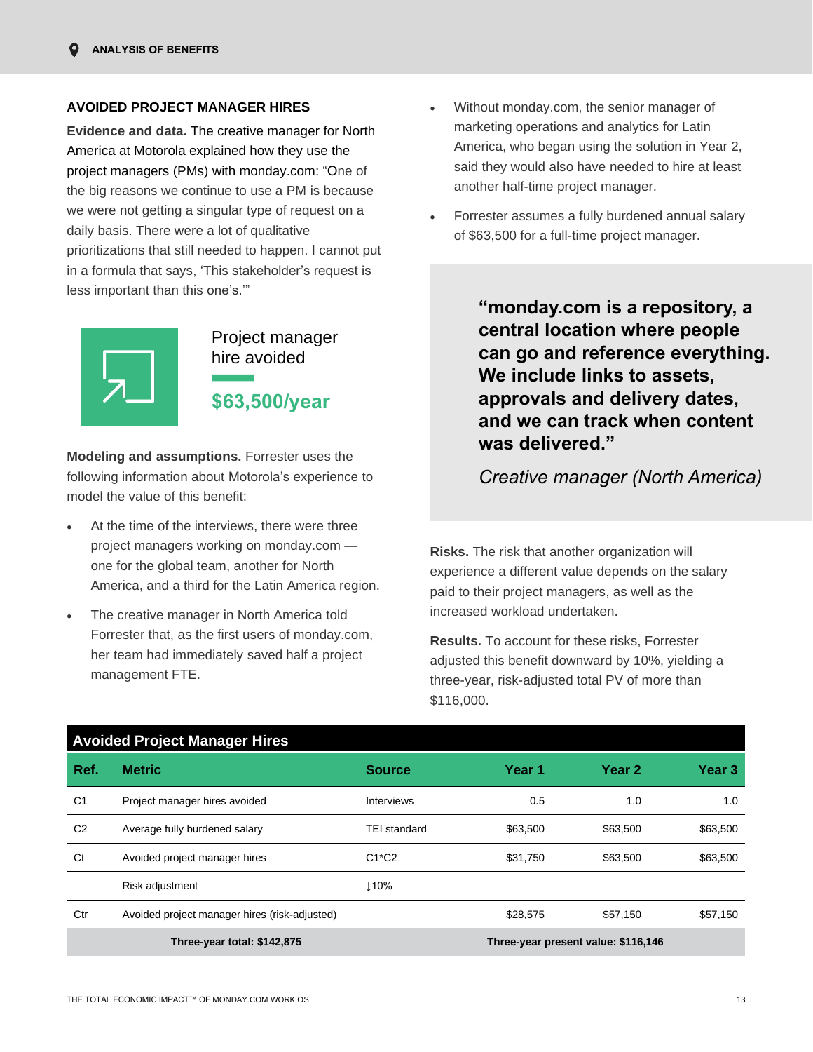## AVOIDED PROJECT MANAGER HIRES

**Evidence and data.** The creative manager for North America at Motorola explained how they use the project managers (PMs) with monday.com: "One of the big reasons we continue to use a PM is because we were not getting a singular type of request on a daily basis. There were a lot of qualitative prioritizations that still needed to happen. I cannot put in a formula that says, 'This stakeholder's request is less important than this one's.'"

Project manager hire avoided

**$63,500/year**

**Modeling and assumptions.** Forrester uses the following information about Motorola's experience to model the value of this benefit:

- At the time of the interviews, there were three project managers working on monday.com — one for the global team, another for North America, and a third for the Latin America region.
- The creative manager in North America told Forrester that, as the first users of monday.com, her team had immediately saved half a project management FTE.
- Without monday.com, the senior manager of marketing operations and analytics for Latin America, who began using the solution in Year 2, said they would also have needed to hire at least another half-time project manager.
- Forrester assumes a fully burdened annual salary of $63,500 for a full-time project manager.

> **"monday.com is a repository, a central location where people can go and reference everything. We include links to assets, approvals and delivery dates, and we can track when content was delivered."**
>
> *Creative manager (North America)*

**Risks.** The risk that another organization will experience a different value depends on the salary paid to their project managers, as well as the increased workload undertaken.

**Results.** To account for these risks, Forrester adjusted this benefit downward by 10%, yielding a three-year, risk-adjusted total PV of more than $116,000.

**Avoided Project Manager Hires**

| Ref. | Metric | Source | Year 1 | Year 2 | Year 3 |
|---|---|---|---|---|---|
| C1 | Project manager hires avoided | Interviews | 0.5 | 1.0 | 1.0 |
| C2 | Average fully burdened salary | TEI standard | $63,500 | $63,500 | $63,500 |
| Ct | Avoided project manager hires | C1*C2 | $31,750 | $63,500 | $63,500 |
| | Risk adjustment | ↓10% | | | |
| Ctr | Avoided project manager hires (risk-adjusted) | | $28,575 | $57,150 | $57,150 |
| | **Three-year total: $142,875** | | **Three-year present value: $116,146** | | |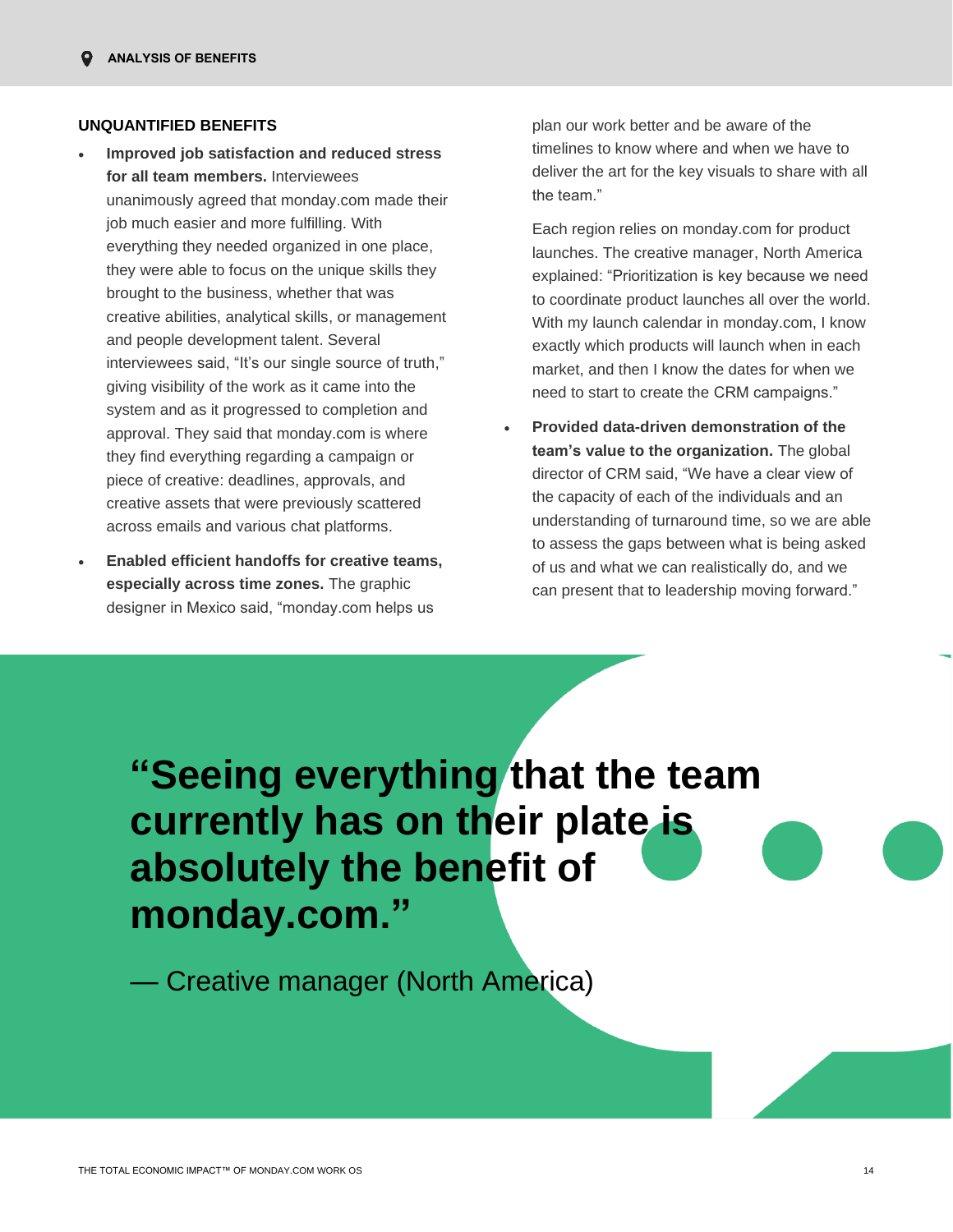## UNQUANTIFIED BENEFITS

- **Improved job satisfaction and reduced stress for all team members.** Interviewees unanimously agreed that monday.com made their job much easier and more fulfilling. With everything they needed organized in one place, they were able to focus on the unique skills they brought to the business, whether that was creative abilities, analytical skills, or management and people development talent. Several interviewees said, "It's our single source of truth," giving visibility of the work as it came into the system and as it progressed to completion and approval. They said that monday.com is where they find everything regarding a campaign or piece of creative: deadlines, approvals, and creative assets that were previously scattered across emails and various chat platforms.

- **Enabled efficient handoffs for creative teams, especially across time zones.** The graphic designer in Mexico said, "monday.com helps us plan our work better and be aware of the timelines to know where and when we have to deliver the art for the key visuals to share with all the team."

  Each region relies on monday.com for product launches. The creative manager, North America explained: "Prioritization is key because we need to coordinate product launches all over the world. With my launch calendar in monday.com, I know exactly which products will launch when in each market, and then I know the dates for when we need to start to create the CRM campaigns."

- **Provided data-driven demonstration of the team's value to the organization.** The global director of CRM said, "We have a clear view of the capacity of each of the individuals and an understanding of turnaround time, so we are able to assess the gaps between what is being asked of us and what we can realistically do, and we can present that to leadership moving forward."

> **"Seeing everything that the team currently has on their plate is absolutely the benefit of monday.com."**
>
> — Creative manager (North America)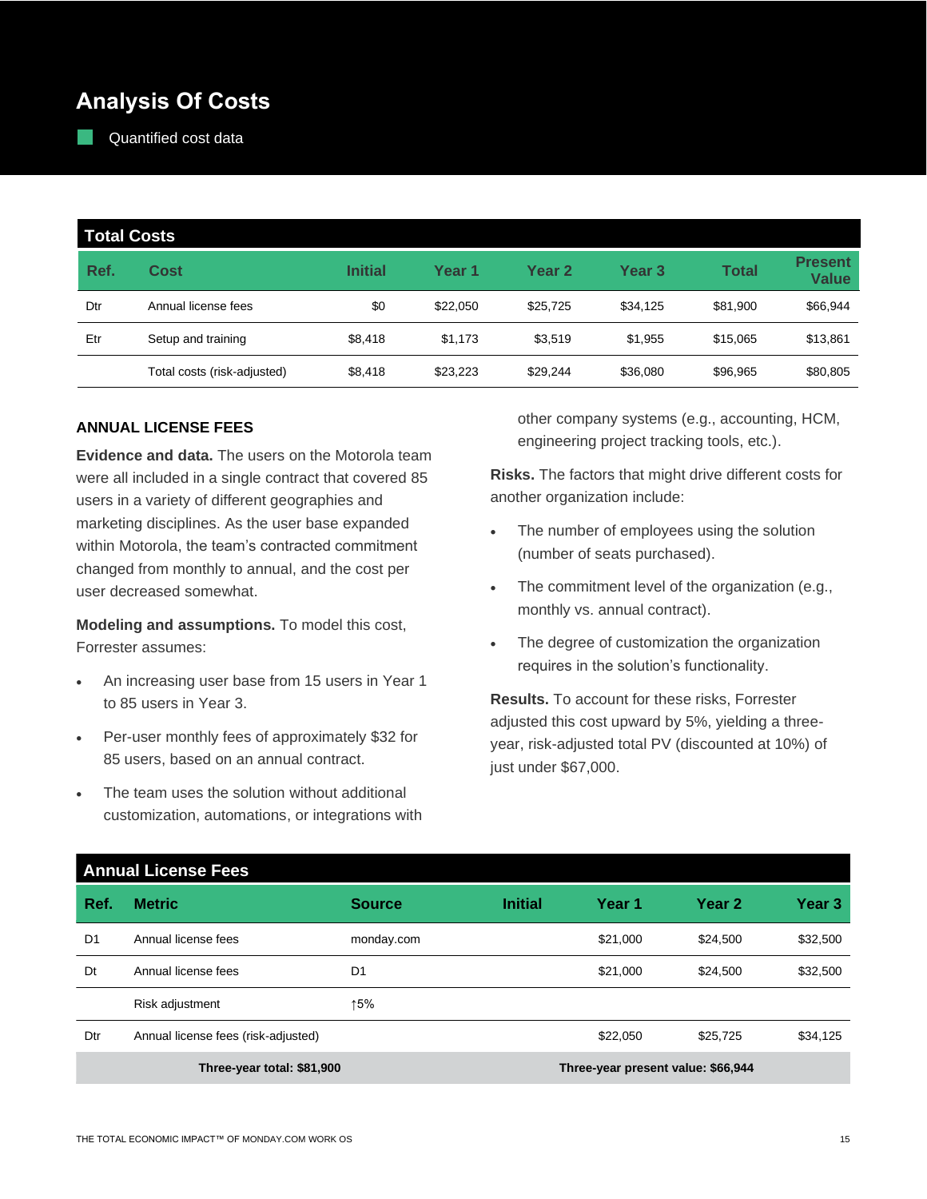# Analysis Of Costs

Quantified cost data

| Total Costs | | | | | | | |
|---|---|---|---|---|---|---|---|
| **Ref.** | **Cost** | **Initial** | **Year 1** | **Year 2** | **Year 3** | **Total** | **Present Value** |
| Dtr | Annual license fees | $0 | $22,050 | $25,725 | $34,125 | $81,900 | $66,944 |
| Etr | Setup and training | $8,418 | $1,173 | $3,519 | $1,955 | $15,065 | $13,861 |
| | Total costs (risk-adjusted) | $8,418 | $23,223 | $29,244 | $36,080 | $96,965 | $80,805 |

### ANNUAL LICENSE FEES

**Evidence and data.** The users on the Motorola team were all included in a single contract that covered 85 users in a variety of different geographies and marketing disciplines. As the user base expanded within Motorola, the team's contracted commitment changed from monthly to annual, and the cost per user decreased somewhat.

**Modeling and assumptions.** To model this cost, Forrester assumes:

- An increasing user base from 15 users in Year 1 to 85 users in Year 3.
- Per-user monthly fees of approximately $32 for 85 users, based on an annual contract.
- The team uses the solution without additional customization, automations, or integrations with other company systems (e.g., accounting, HCM, engineering project tracking tools, etc.).

**Risks.** The factors that might drive different costs for another organization include:

- The number of employees using the solution (number of seats purchased).
- The commitment level of the organization (e.g., monthly vs. annual contract).
- The degree of customization the organization requires in the solution's functionality.

**Results.** To account for these risks, Forrester adjusted this cost upward by 5%, yielding a three-year, risk-adjusted total PV (discounted at 10%) of just under $67,000.

| Annual License Fees | | | | | | |
|---|---|---|---|---|---|---|
| **Ref.** | **Metric** | **Source** | **Initial** | **Year 1** | **Year 2** | **Year 3** |
| D1 | Annual license fees | monday.com | | $21,000 | $24,500 | $32,500 |
| Dt | Annual license fees | D1 | | $21,000 | $24,500 | $32,500 |
| | Risk adjustment | ↑5% | | | | |
| Dtr | Annual license fees (risk-adjusted) | | | $22,050 | $25,725 | $34,125 |
| | **Three-year total: $81,900** | | | **Three-year present value: $66,944** | | |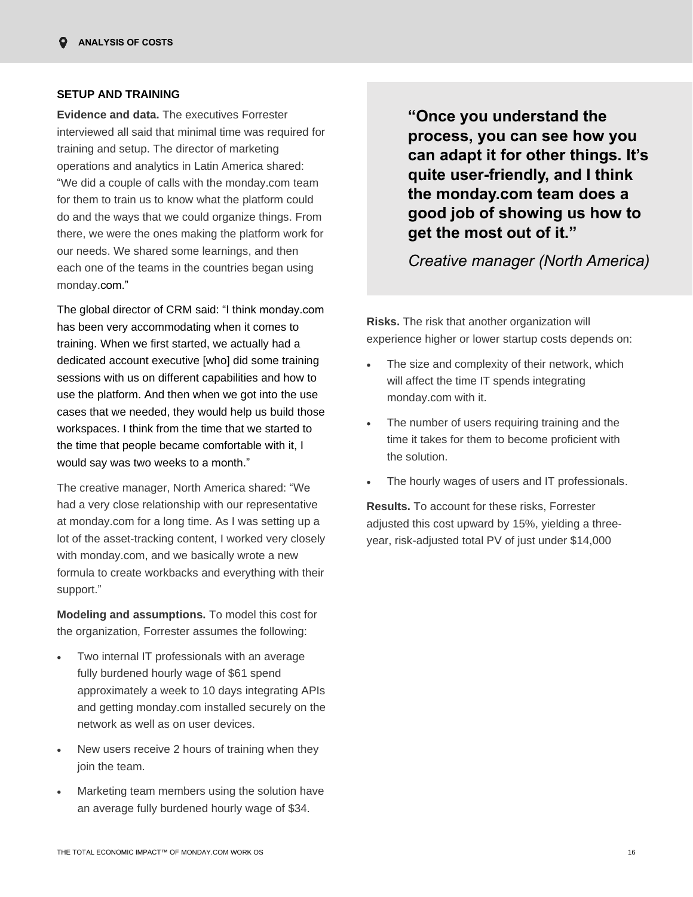### SETUP AND TRAINING

**Evidence and data.** The executives Forrester interviewed all said that minimal time was required for training and setup. The director of marketing operations and analytics in Latin America shared: "We did a couple of calls with the monday.com team for them to train us to know what the platform could do and the ways that we could organize things. From there, we were the ones making the platform work for our needs. We shared some learnings, and then each one of the teams in the countries began using monday.com."

The global director of CRM said: "I think monday.com has been very accommodating when it comes to training. When we first started, we actually had a dedicated account executive [who] did some training sessions with us on different capabilities and how to use the platform. And then when we got into the use cases that we needed, they would help us build those workspaces. I think from the time that we started to the time that people became comfortable with it, I would say was two weeks to a month."

The creative manager, North America shared: "We had a very close relationship with our representative at monday.com for a long time. As I was setting up a lot of the asset-tracking content, I worked very closely with monday.com, and we basically wrote a new formula to create workbacks and everything with their support."

**Modeling and assumptions.** To model this cost for the organization, Forrester assumes the following:

- Two internal IT professionals with an average fully burdened hourly wage of $61 spend approximately a week to 10 days integrating APIs and getting monday.com installed securely on the network as well as on user devices.
- New users receive 2 hours of training when they join the team.
- Marketing team members using the solution have an average fully burdened hourly wage of $34.

> **"Once you understand the process, you can see how you can adapt it for other things. It's quite user-friendly, and I think the monday.com team does a good job of showing us how to get the most out of it."**
>
> *Creative manager (North America)*

**Risks.** The risk that another organization will experience higher or lower startup costs depends on:

- The size and complexity of their network, which will affect the time IT spends integrating monday.com with it.
- The number of users requiring training and the time it takes for them to become proficient with the solution.
- The hourly wages of users and IT professionals.

**Results.** To account for these risks, Forrester adjusted this cost upward by 15%, yielding a three-year, risk-adjusted total PV of just under $14,000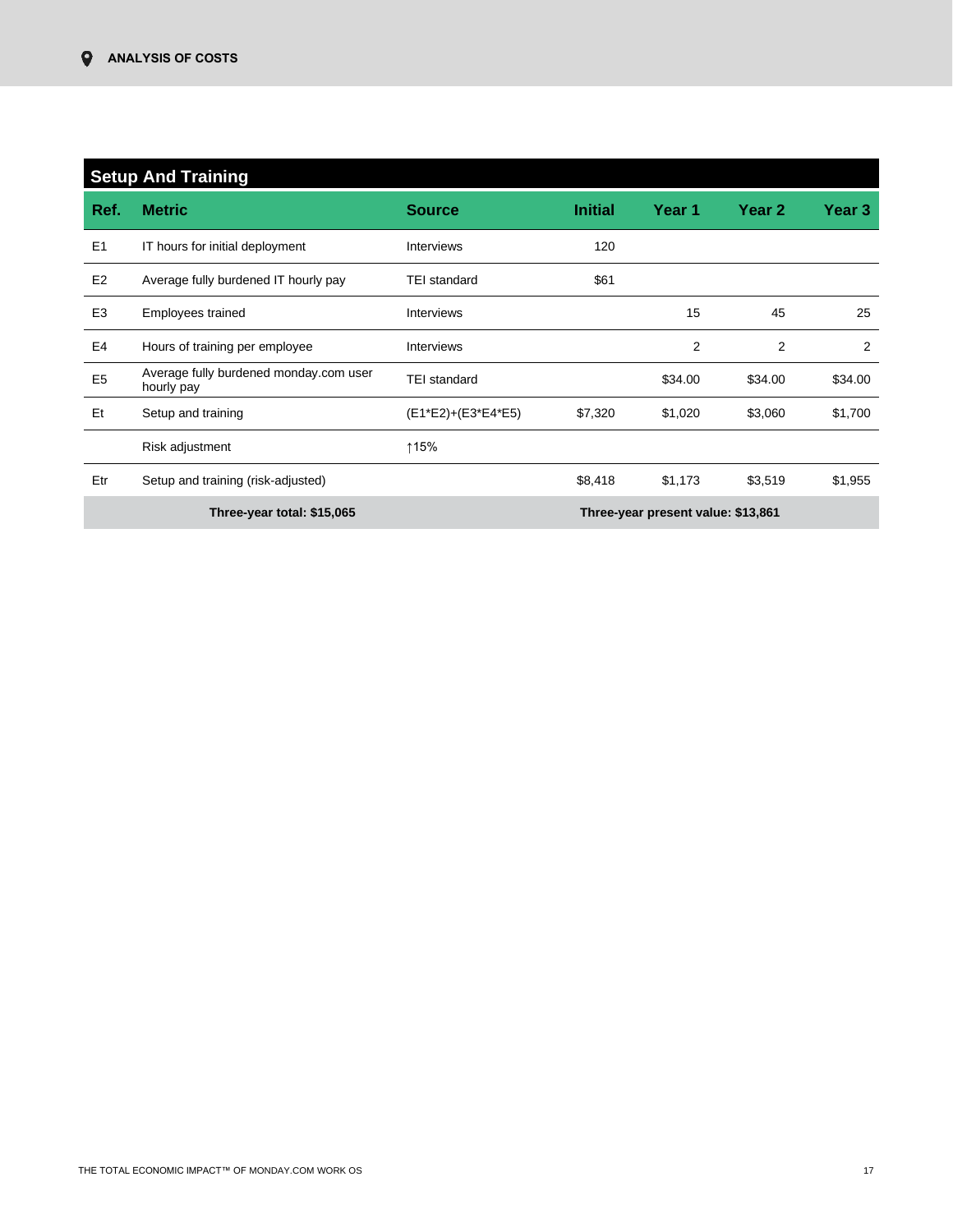## Setup And Training

| Ref. | Metric | Source | Initial | Year 1 | Year 2 | Year 3 |
|---|---|---|---|---|---|---|
| E1 | IT hours for initial deployment | Interviews | 120 | | | |
| E2 | Average fully burdened IT hourly pay | TEI standard | $61 | | | |
| E3 | Employees trained | Interviews | | 15 | 45 | 25 |
| E4 | Hours of training per employee | Interviews | | 2 | 2 | 2 |
| E5 | Average fully burdened monday.com user hourly pay | TEI standard | | $34.00 | $34.00 | $34.00 |
| Et | Setup and training | (E1*E2)+(E3*E4*E5) | $7,320 | $1,020 | $3,060 | $1,700 |
| | Risk adjustment | ↑15% | | | | |
| Etr | Setup and training (risk-adjusted) | | $8,418 | $1,173 | $3,519 | $1,955 |
| | **Three-year total: $15,065** | | **Three-year present value: $13,861** | | | |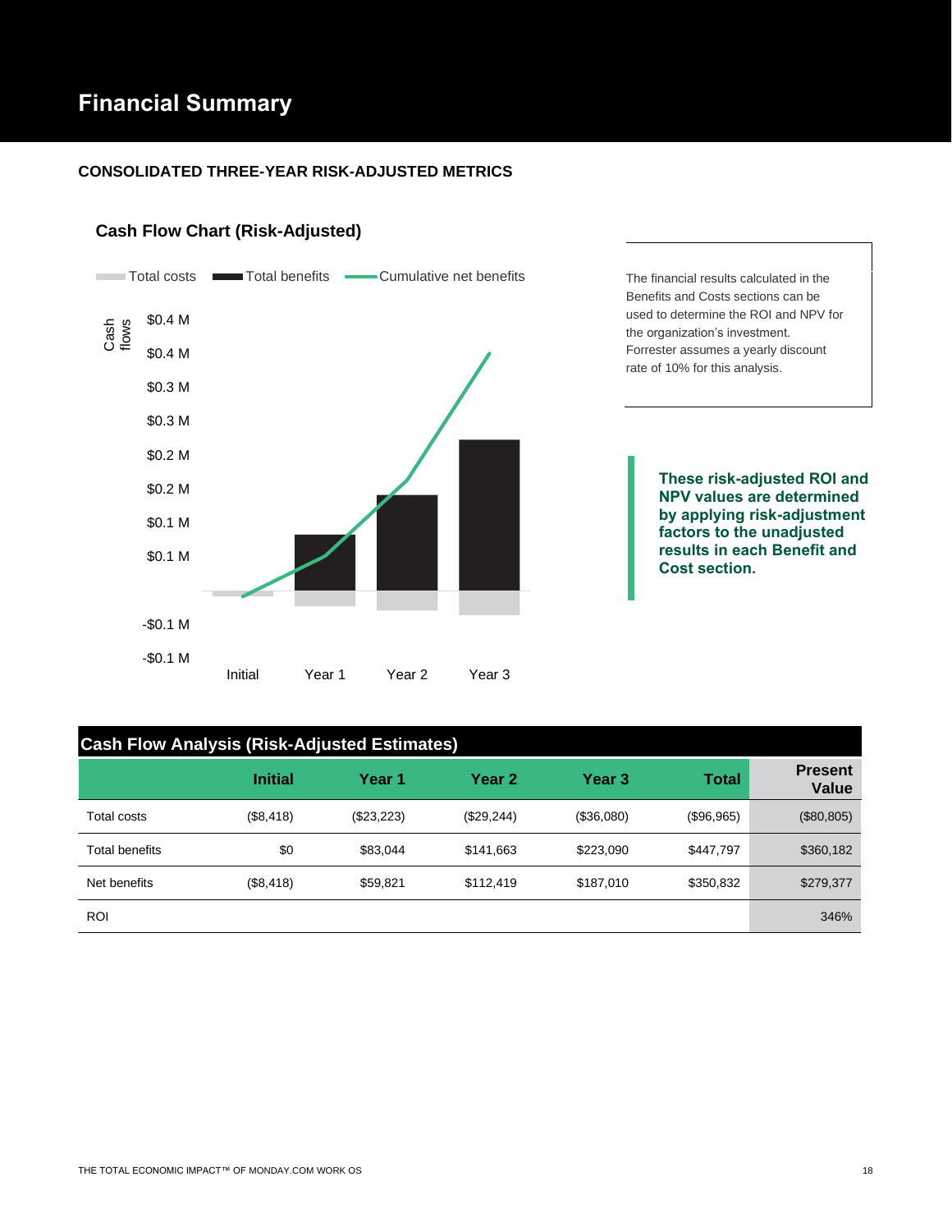# Financial Summary

## CONSOLIDATED THREE-YEAR RISK-ADJUSTED METRICS

### Cash Flow Chart (Risk-Adjusted)

Total costs | Total benefits | Cumulative net benefits

The financial results calculated in the Benefits and Costs sections can be used to determine the ROI and NPV for the organization's investment. Forrester assumes a yearly discount rate of 10% for this analysis.

**These risk-adjusted ROI and NPV values are determined by applying risk-adjustment factors to the unadjusted results in each Benefit and Cost section.**

| Cash Flow Analysis (Risk-Adjusted Estimates) | | | | | | |
|---|---|---|---|---|---|---|
| | Initial | Year 1 | Year 2 | Year 3 | Total | Present Value |
| Total costs | ($8,418) | ($23,223) | ($29,244) | ($36,080) | ($96,965) | ($80,805) |
| Total benefits | $0 | $83,044 | $141,663 | $223,090 | $447,797 | $360,182 |
| Net benefits | ($8,418) | $59,821 | $112,419 | $187,010 | $350,832 | $279,377 |
| ROI | | | | | | 346% |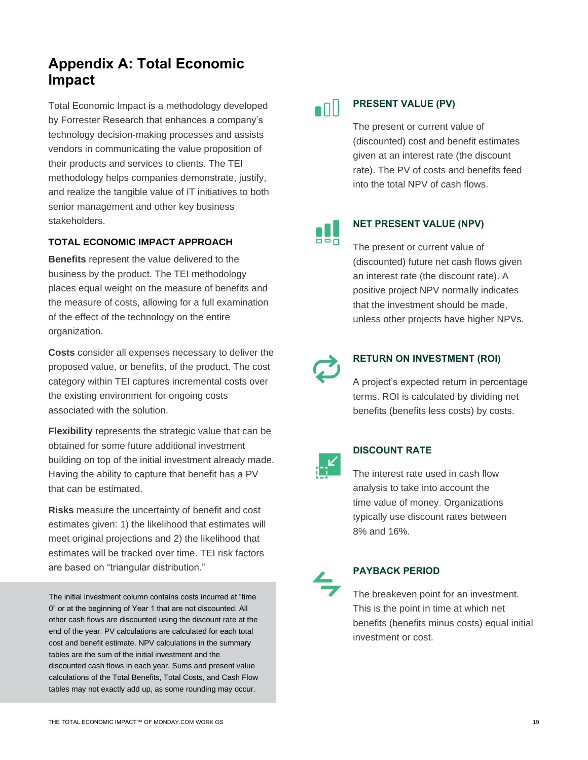# Appendix A: Total Economic Impact

Total Economic Impact is a methodology developed by Forrester Research that enhances a company's technology decision-making processes and assists vendors in communicating the value proposition of their products and services to clients. The TEI methodology helps companies demonstrate, justify, and realize the tangible value of IT initiatives to both senior management and other key business stakeholders.

### TOTAL ECONOMIC IMPACT APPROACH

**Benefits** represent the value delivered to the business by the product. The TEI methodology places equal weight on the measure of benefits and the measure of costs, allowing for a full examination of the effect of the technology on the entire organization.

**Costs** consider all expenses necessary to deliver the proposed value, or benefits, of the product. The cost category within TEI captures incremental costs over the existing environment for ongoing costs associated with the solution.

**Flexibility** represents the strategic value that can be obtained for some future additional investment building on top of the initial investment already made. Having the ability to capture that benefit has a PV that can be estimated.

**Risks** measure the uncertainty of benefit and cost estimates given: 1) the likelihood that estimates will meet original projections and 2) the likelihood that estimates will be tracked over time. TEI risk factors are based on "triangular distribution."

The initial investment column contains costs incurred at "time 0" or at the beginning of Year 1 that are not discounted. All other cash flows are discounted using the discount rate at the end of the year. PV calculations are calculated for each total cost and benefit estimate. NPV calculations in the summary tables are the sum of the initial investment and the discounted cash flows in each year. Sums and present value calculations of the Total Benefits, Total Costs, and Cash Flow tables may not exactly add up, as some rounding may occur.

### PRESENT VALUE (PV)

The present or current value of (discounted) cost and benefit estimates given at an interest rate (the discount rate). The PV of costs and benefits feed into the total NPV of cash flows.

### NET PRESENT VALUE (NPV)

The present or current value of (discounted) future net cash flows given an interest rate (the discount rate). A positive project NPV normally indicates that the investment should be made, unless other projects have higher NPVs.

### RETURN ON INVESTMENT (ROI)

A project's expected return in percentage terms. ROI is calculated by dividing net benefits (benefits less costs) by costs.

### DISCOUNT RATE

The interest rate used in cash flow analysis to take into account the time value of money. Organizations typically use discount rates between 8% and 16%.

### PAYBACK PERIOD

The breakeven point for an investment. This is the point in time at which net benefits (benefits minus costs) equal initial investment or cost.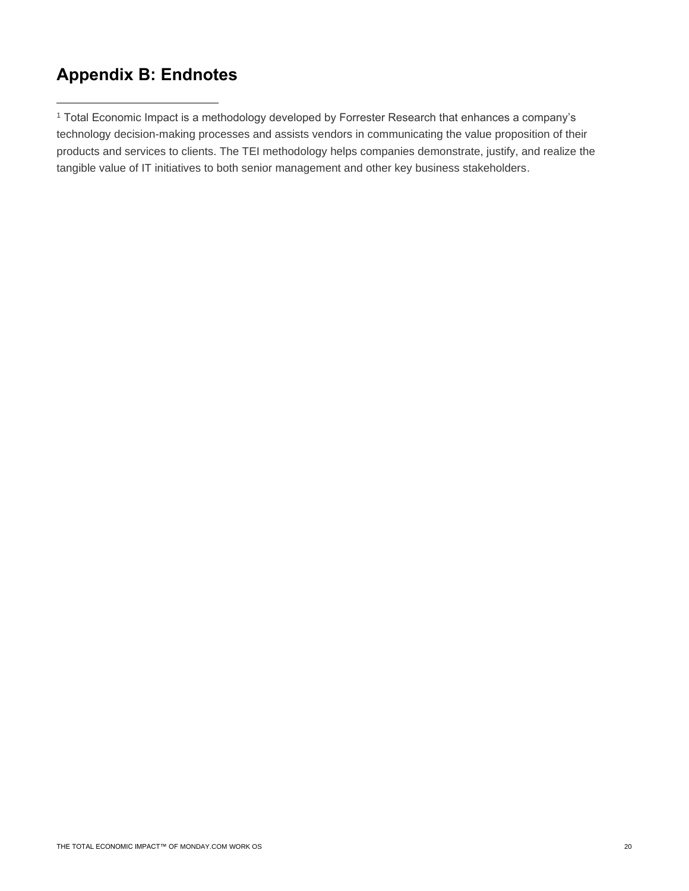## Appendix B: Endnotes

[1] Total Economic Impact is a methodology developed by Forrester Research that enhances a company's technology decision-making processes and assists vendors in communicating the value proposition of their products and services to clients. The TEI methodology helps companies demonstrate, justify, and realize the tangible value of IT initiatives to both senior management and other key business stakeholders.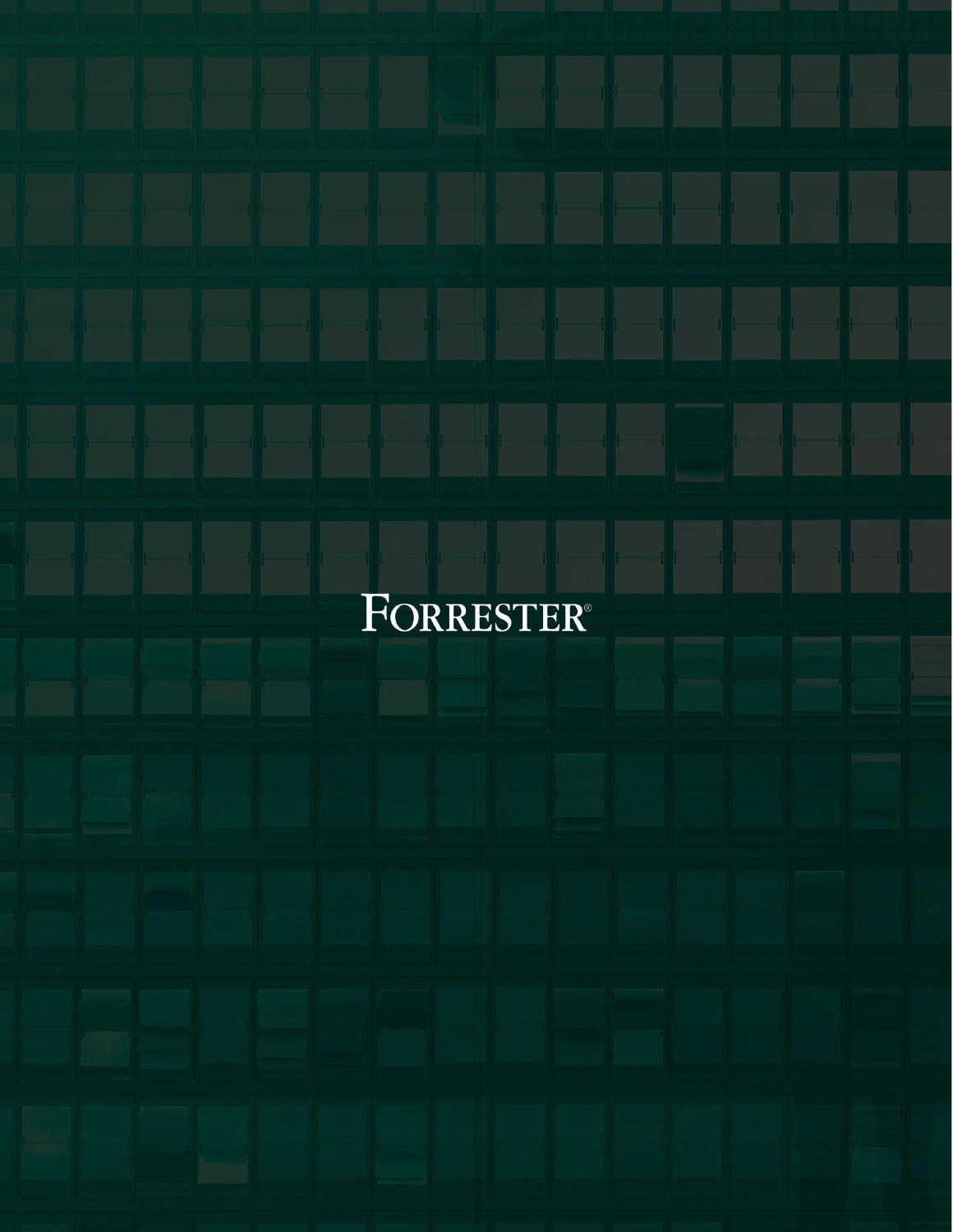Forrester®